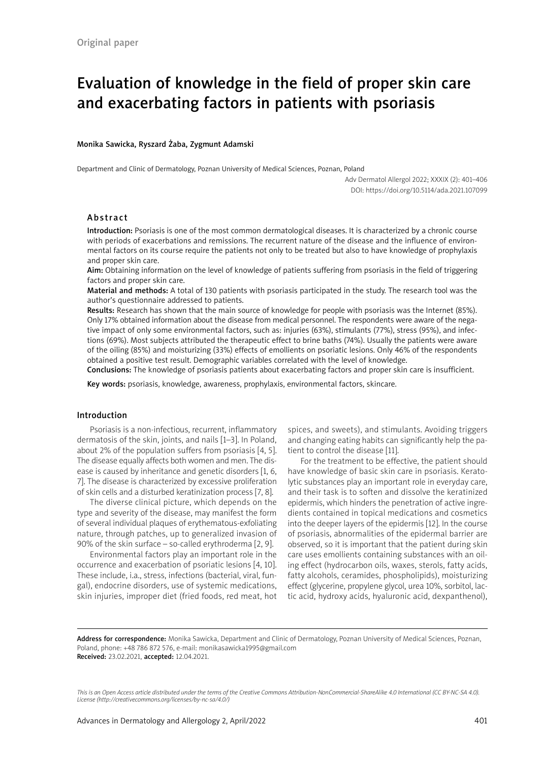Original paper

# Evaluation of knowledge in the field of proper skin care and exacerbating factors in patients with psoriasis

Monika Sawicka, Ryszard Żaba, Zygmunt Adamski

Department and Clinic of Dermatology, Poznan University of Medical Sciences, Poznan, Poland

Adv Dermatol Allergol 2022; XXXIX (2): 401–406
DOI: https://doi.org/10.5114/ada.2021.107099

## Abstract

**Introduction:** Psoriasis is one of the most common dermatological diseases. It is characterized by a chronic course with periods of exacerbations and remissions. The recurrent nature of the disease and the influence of environmental factors on its course require the patients not only to be treated but also to have knowledge of prophylaxis and proper skin care.

**Aim:** Obtaining information on the level of knowledge of patients suffering from psoriasis in the field of triggering factors and proper skin care.

**Material and methods:** A total of 130 patients with psoriasis participated in the study. The research tool was the author's questionnaire addressed to patients.

**Results:** Research has shown that the main source of knowledge for people with psoriasis was the Internet (85%). Only 17% obtained information about the disease from medical personnel. The respondents were aware of the negative impact of only some environmental factors, such as: injuries (63%), stimulants (77%), stress (95%), and infections (69%). Most subjects attributed the therapeutic effect to brine baths (74%). Usually the patients were aware of the oiling (85%) and moisturizing (33%) effects of emollients on psoriatic lesions. Only 46% of the respondents obtained a positive test result. Demographic variables correlated with the level of knowledge.

**Conclusions:** The knowledge of psoriasis patients about exacerbating factors and proper skin care is insufficient.

**Key words:** psoriasis, knowledge, awareness, prophylaxis, environmental factors, skincare.

## Introduction

Psoriasis is a non-infectious, recurrent, inflammatory dermatosis of the skin, joints, and nails [1–3]. In Poland, about 2% of the population suffers from psoriasis [4, 5]. The disease equally affects both women and men. The disease is caused by inheritance and genetic disorders [1, 6, 7]. The disease is characterized by excessive proliferation of skin cells and a disturbed keratinization process [7, 8].

The diverse clinical picture, which depends on the type and severity of the disease, may manifest the form of several individual plaques of erythematous-exfoliating nature, through patches, up to generalized invasion of 90% of the skin surface – so-called erythroderma [2, 9].

Environmental factors play an important role in the occurrence and exacerbation of psoriatic lesions [4, 10]. These include, i.a., stress, infections (bacterial, viral, fungal), endocrine disorders, use of systemic medications, skin injuries, improper diet (fried foods, red meat, hot spices, and sweets), and stimulants. Avoiding triggers and changing eating habits can significantly help the patient to control the disease [11].

For the treatment to be effective, the patient should have knowledge of basic skin care in psoriasis. Keratolytic substances play an important role in everyday care, and their task is to soften and dissolve the keratinized epidermis, which hinders the penetration of active ingredients contained in topical medications and cosmetics into the deeper layers of the epidermis [12]. In the course of psoriasis, abnormalities of the epidermal barrier are observed, so it is important that the patient during skin care uses emollients containing substances with an oiling effect (hydrocarbon oils, waxes, sterols, fatty acids, fatty alcohols, ceramides, phospholipids), moisturizing effect (glycerine, propylene glycol, urea 10%, sorbitol, lactic acid, hydroxy acids, hyaluronic acid, dexpanthenol),

**Address for correspondence:** Monika Sawicka, Department and Clinic of Dermatology, Poznan University of Medical Sciences, Poznan, Poland, phone: +48 786 872 576, e-mail: monikasawicka1995@gmail.com
**Received:** 23.02.2021, **accepted:** 12.04.2021.

*This is an Open Access article distributed under the terms of the Creative Commons Attribution-NonCommercial-ShareAlike 4.0 International (CC BY-NC-SA 4.0). License (http://creativecommons.org/licenses/by-nc-sa/4.0/)*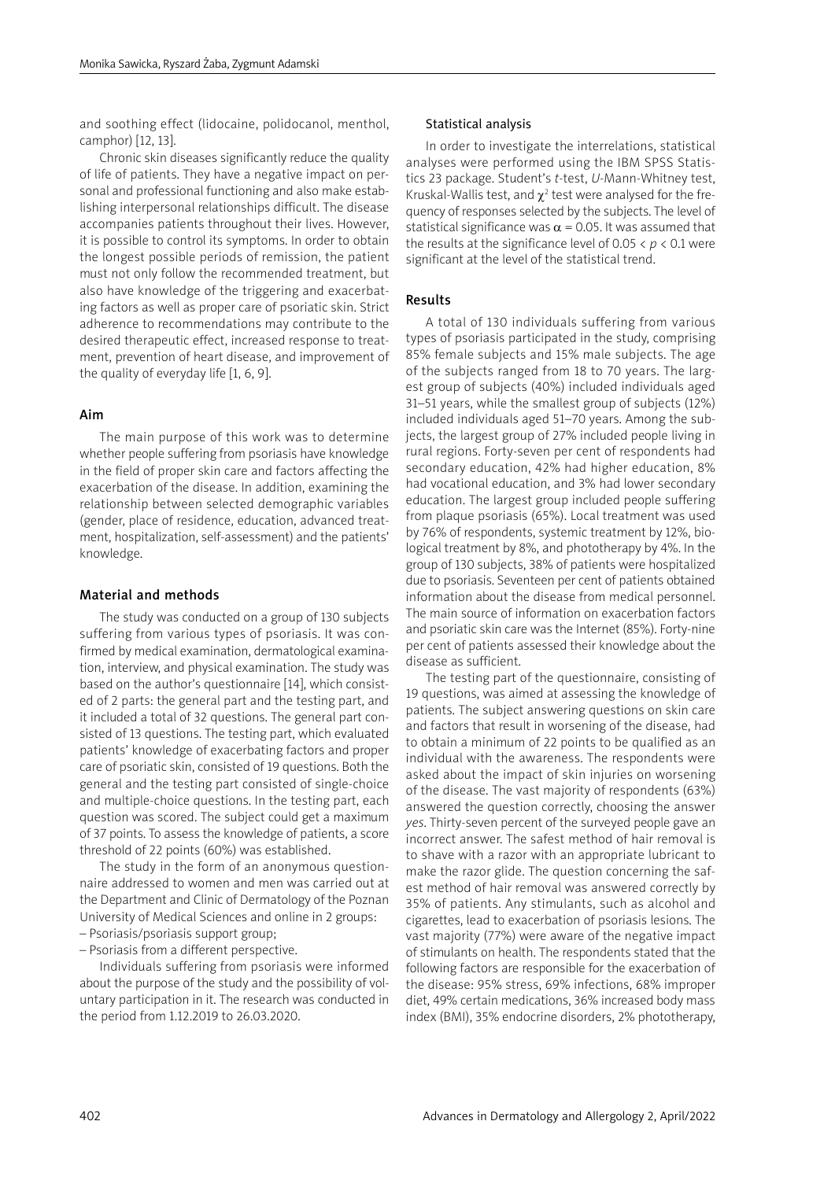and soothing effect (lidocaine, polidocanol, menthol, camphor) [12, 13].

Chronic skin diseases significantly reduce the quality of life of patients. They have a negative impact on personal and professional functioning and also make establishing interpersonal relationships difficult. The disease accompanies patients throughout their lives. However, it is possible to control its symptoms. In order to obtain the longest possible periods of remission, the patient must not only follow the recommended treatment, but also have knowledge of the triggering and exacerbating factors as well as proper care of psoriatic skin. Strict adherence to recommendations may contribute to the desired therapeutic effect, increased response to treatment, prevention of heart disease, and improvement of the quality of everyday life [1, 6, 9].

## Aim

The main purpose of this work was to determine whether people suffering from psoriasis have knowledge in the field of proper skin care and factors affecting the exacerbation of the disease. In addition, examining the relationship between selected demographic variables (gender, place of residence, education, advanced treatment, hospitalization, self-assessment) and the patients' knowledge.

## Material and methods

The study was conducted on a group of 130 subjects suffering from various types of psoriasis. It was confirmed by medical examination, dermatological examination, interview, and physical examination. The study was based on the author's questionnaire [14], which consisted of 2 parts: the general part and the testing part, and it included a total of 32 questions. The general part consisted of 13 questions. The testing part, which evaluated patients' knowledge of exacerbating factors and proper care of psoriatic skin, consisted of 19 questions. Both the general and the testing part consisted of single-choice and multiple-choice questions. In the testing part, each question was scored. The subject could get a maximum of 37 points. To assess the knowledge of patients, a score threshold of 22 points (60%) was established.

The study in the form of an anonymous questionnaire addressed to women and men was carried out at the Department and Clinic of Dermatology of the Poznan University of Medical Sciences and online in 2 groups:

– Psoriasis/psoriasis support group;
– Psoriasis from a different perspective.

Individuals suffering from psoriasis were informed about the purpose of the study and the possibility of voluntary participation in it. The research was conducted in the period from 1.12.2019 to 26.03.2020.

### Statistical analysis

In order to investigate the interrelations, statistical analyses were performed using the IBM SPSS Statistics 23 package. Student's *t*-test, *U*-Mann-Whitney test, Kruskal-Wallis test, and $\chi^2$ test were analysed for the frequency of responses selected by the subjects. The level of statistical significance was $\alpha = 0.05$. It was assumed that the results at the significance level of $0.05 < p < 0.1$ were significant at the level of the statistical trend.

## Results

A total of 130 individuals suffering from various types of psoriasis participated in the study, comprising 85% female subjects and 15% male subjects. The age of the subjects ranged from 18 to 70 years. The largest group of subjects (40%) included individuals aged 31–51 years, while the smallest group of subjects (12%) included individuals aged 51–70 years. Among the subjects, the largest group of 27% included people living in rural regions. Forty-seven per cent of respondents had secondary education, 42% had higher education, 8% had vocational education, and 3% had lower secondary education. The largest group included people suffering from plaque psoriasis (65%). Local treatment was used by 76% of respondents, systemic treatment by 12%, biological treatment by 8%, and phototherapy by 4%. In the group of 130 subjects, 38% of patients were hospitalized due to psoriasis. Seventeen per cent of patients obtained information about the disease from medical personnel. The main source of information on exacerbation factors and psoriatic skin care was the Internet (85%). Forty-nine per cent of patients assessed their knowledge about the disease as sufficient.

The testing part of the questionnaire, consisting of 19 questions, was aimed at assessing the knowledge of patients. The subject answering questions on skin care and factors that result in worsening of the disease, had to obtain a minimum of 22 points to be qualified as an individual with the awareness. The respondents were asked about the impact of skin injuries on worsening of the disease. The vast majority of respondents (63%) answered the question correctly, choosing the answer *yes*. Thirty-seven percent of the surveyed people gave an incorrect answer. The safest method of hair removal is to shave with a razor with an appropriate lubricant to make the razor glide. The question concerning the safest method of hair removal was answered correctly by 35% of patients. Any stimulants, such as alcohol and cigarettes, lead to exacerbation of psoriasis lesions. The vast majority (77%) were aware of the negative impact of stimulants on health. The respondents stated that the following factors are responsible for the exacerbation of the disease: 95% stress, 69% infections, 68% improper diet, 49% certain medications, 36% increased body mass index (BMI), 35% endocrine disorders, 2% phototherapy,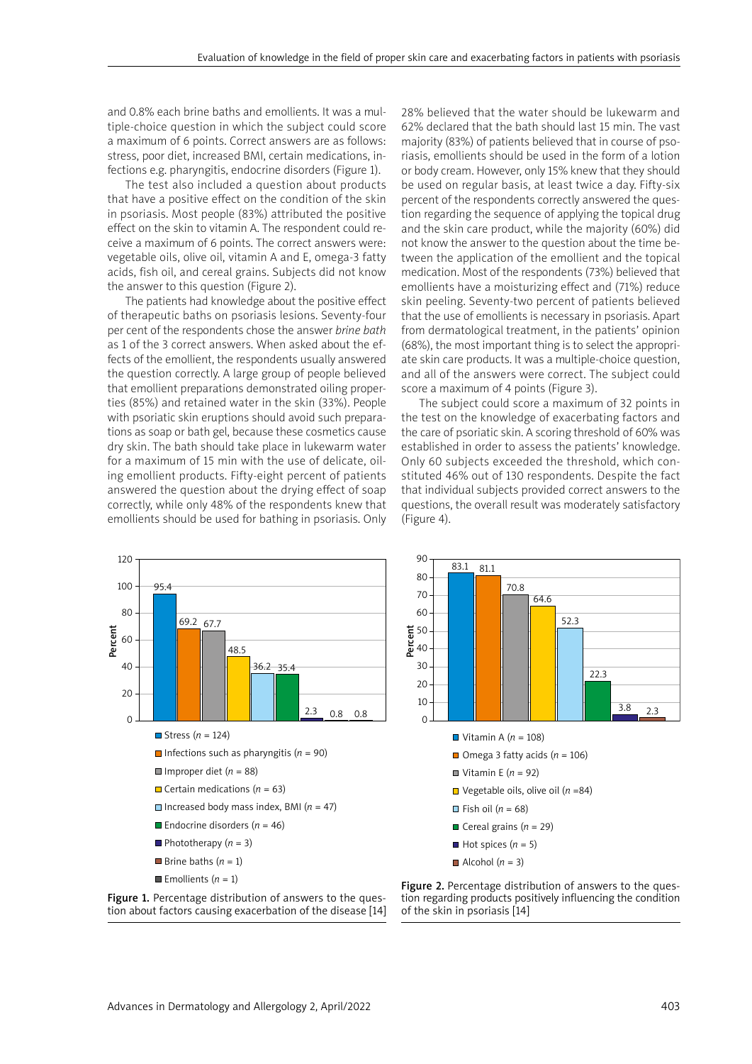and 0.8% each brine baths and emollients. It was a multiple-choice question in which the subject could score a maximum of 6 points. Correct answers are as follows: stress, poor diet, increased BMI, certain medications, infections e.g. pharyngitis, endocrine disorders (Figure 1).

The test also included a question about products that have a positive effect on the condition of the skin in psoriasis. Most people (83%) attributed the positive effect on the skin to vitamin A. The respondent could receive a maximum of 6 points. The correct answers were: vegetable oils, olive oil, vitamin A and E, omega-3 fatty acids, fish oil, and cereal grains. Subjects did not know the answer to this question (Figure 2).

The patients had knowledge about the positive effect of therapeutic baths on psoriasis lesions. Seventy-four per cent of the respondents chose the answer *brine bath* as 1 of the 3 correct answers. When asked about the effects of the emollient, the respondents usually answered the question correctly. A large group of people believed that emollient preparations demonstrated oiling properties (85%) and retained water in the skin (33%). People with psoriatic skin eruptions should avoid such preparations as soap or bath gel, because these cosmetics cause dry skin. The bath should take place in lukewarm water for a maximum of 15 min with the use of delicate, oiling emollient products. Fifty-eight percent of patients answered the question about the drying effect of soap correctly, while only 48% of the respondents knew that emollients should be used for bathing in psoriasis. Only 28% believed that the water should be lukewarm and 62% declared that the bath should last 15 min. The vast majority (83%) of patients believed that in course of psoriasis, emollients should be used in the form of a lotion or body cream. However, only 15% knew that they should be used on regular basis, at least twice a day. Fifty-six percent of the respondents correctly answered the question regarding the sequence of applying the topical drug and the skin care product, while the majority (60%) did not know the answer to the question about the time between the application of the emollient and the topical medication. Most of the respondents (73%) believed that emollients have a moisturizing effect and (71%) reduce skin peeling. Seventy-two percent of patients believed that the use of emollients is necessary in psoriasis. Apart from dermatological treatment, in the patients' opinion (68%), the most important thing is to select the appropriate skin care products. It was a multiple-choice question, and all of the answers were correct. The subject could score a maximum of 4 points (Figure 3).

The subject could score a maximum of 32 points in the test on the knowledge of exacerbating factors and the care of psoriatic skin. A scoring threshold of 60% was established in order to assess the patients' knowledge. Only 60 subjects exceeded the threshold, which constituted 46% out of 130 respondents. Despite the fact that individual subjects provided correct answers to the questions, the overall result was moderately satisfactory (Figure 4).

| Answer | Percent |
|---|---|
| Stress ($n$ = 124) | 95.4 |
| Infections such as pharyngitis ($n$ = 90) | 69.2 |
| Improper diet ($n$ = 88) | 67.7 |
| Certain medications ($n$ = 63) | 48.5 |
| Increased body mass index, BMI ($n$ = 47) | 36.2 |
| Endocrine disorders ($n$ = 46) | 35.4 |
| Phototherapy ($n$ = 3) | 2.3 |
| Brine baths ($n$ = 1) | 0.8 |
| Emollients ($n$ = 1) | 0.8 |

**Figure 1.** Percentage distribution of answers to the question about factors causing exacerbation of the disease [14]

| Answer | Percent |
|---|---|
| Vitamin A ($n$ = 108) | 83.1 |
| Omega 3 fatty acids ($n$ = 106) | 81.1 |
| Vitamin E ($n$ = 92) | 70.8 |
| Vegetable oils, olive oil ($n$ =84) | 64.6 |
| Fish oil ($n$ = 68) | 52.3 |
| Cereal grains ($n$ = 29) | 22.3 |
| Hot spices ($n$ = 5) | 3.8 |
| Alcohol ($n$ = 3) | 2.3 |

**Figure 2.** Percentage distribution of answers to the question regarding products positively influencing the condition of the skin in psoriasis [14]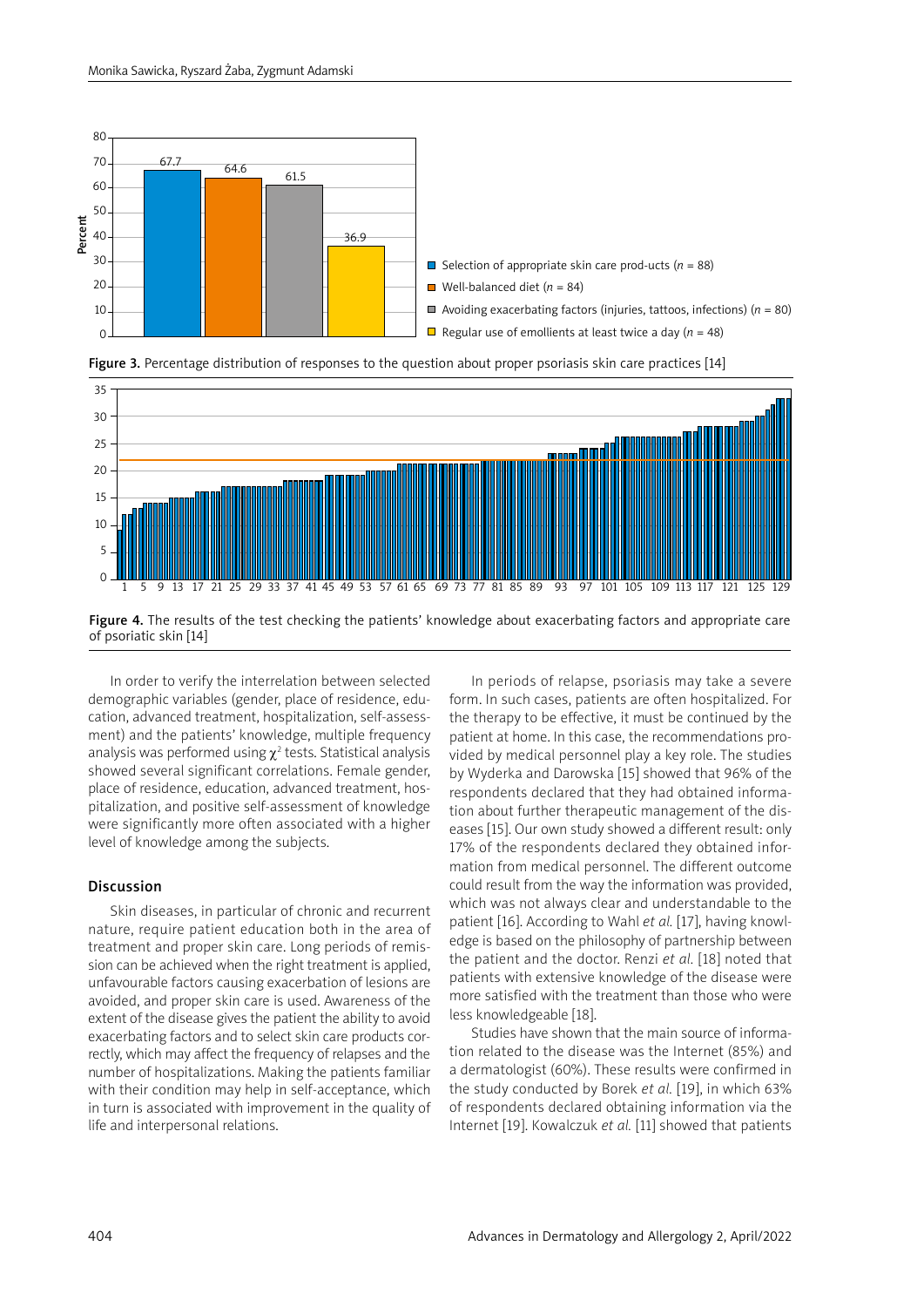Figure 3. Percentage distribution of responses to the question about proper psoriasis skin care practices [14]

Figure 4. The results of the test checking the patients' knowledge about exacerbating factors and appropriate care of psoriatic skin [14]

In order to verify the interrelation between selected demographic variables (gender, place of residence, education, advanced treatment, hospitalization, self-assessment) and the patients' knowledge, multiple frequency analysis was performed using $\chi^2$ tests. Statistical analysis showed several significant correlations. Female gender, place of residence, education, advanced treatment, hospitalization, and positive self-assessment of knowledge were significantly more often associated with a higher level of knowledge among the subjects.

## Discussion

Skin diseases, in particular of chronic and recurrent nature, require patient education both in the area of treatment and proper skin care. Long periods of remission can be achieved when the right treatment is applied, unfavourable factors causing exacerbation of lesions are avoided, and proper skin care is used. Awareness of the extent of the disease gives the patient the ability to avoid exacerbating factors and to select skin care products correctly, which may affect the frequency of relapses and the number of hospitalizations. Making the patients familiar with their condition may help in self-acceptance, which in turn is associated with improvement in the quality of life and interpersonal relations.

In periods of relapse, psoriasis may take a severe form. In such cases, patients are often hospitalized. For the therapy to be effective, it must be continued by the patient at home. In this case, the recommendations provided by medical personnel play a key role. The studies by Wyderka and Darowska [15] showed that 96% of the respondents declared that they had obtained information about further therapeutic management of the diseases [15]. Our own study showed a different result: only 17% of the respondents declared they obtained information from medical personnel. The different outcome could result from the way the information was provided, which was not always clear and understandable to the patient [16]. According to Wahl *et al.* [17], having knowledge is based on the philosophy of partnership between the patient and the doctor. Renzi *et al.* [18] noted that patients with extensive knowledge of the disease were more satisfied with the treatment than those who were less knowledgeable [18].

Studies have shown that the main source of information related to the disease was the Internet (85%) and a dermatologist (60%). These results were confirmed in the study conducted by Borek *et al.* [19], in which 63% of respondents declared obtaining information via the Internet [19]. Kowalczuk *et al.* [11] showed that patients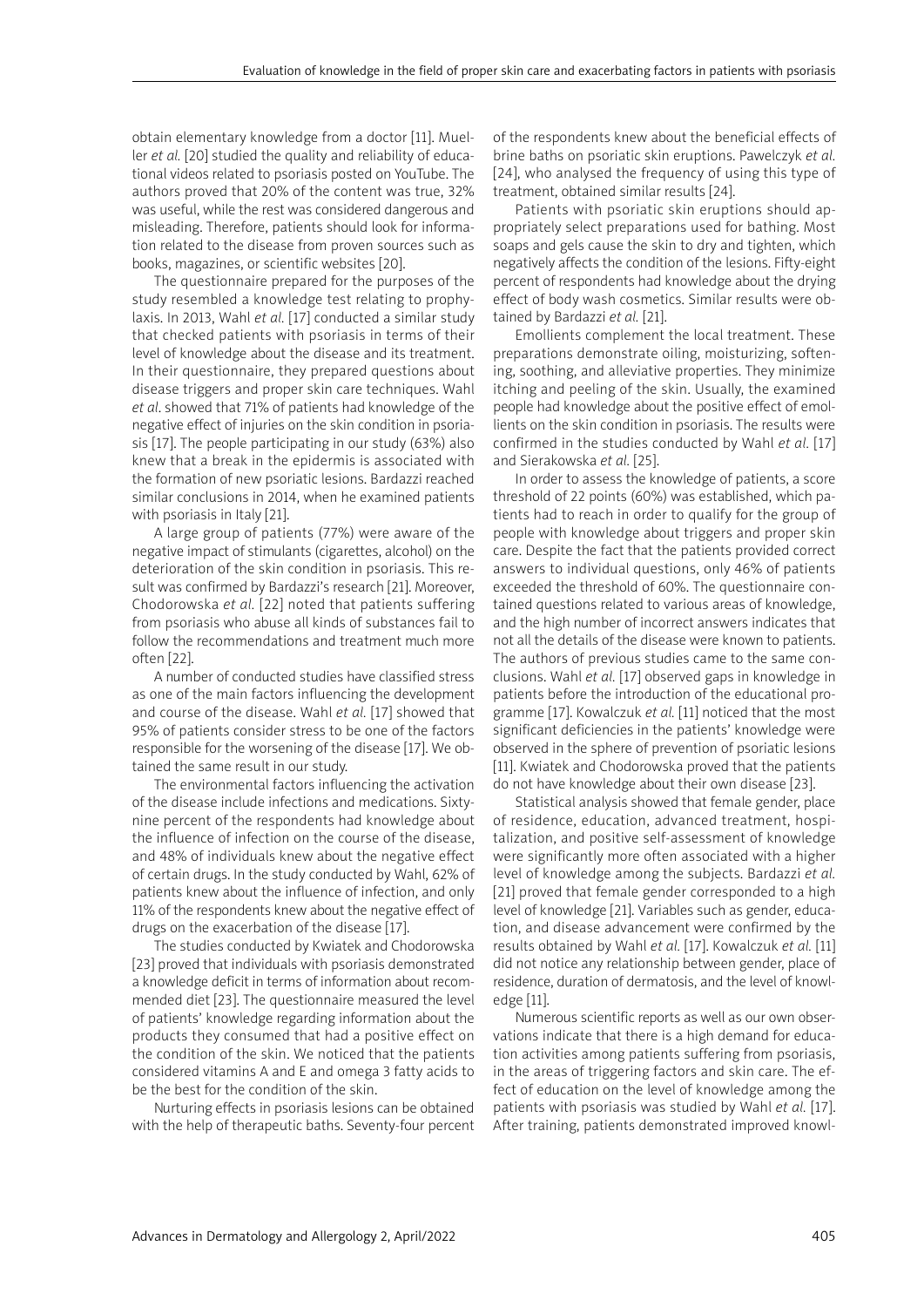obtain elementary knowledge from a doctor [11]. Mueller *et al.* [20] studied the quality and reliability of educational videos related to psoriasis posted on YouTube. The authors proved that 20% of the content was true, 32% was useful, while the rest was considered dangerous and misleading. Therefore, patients should look for information related to the disease from proven sources such as books, magazines, or scientific websites [20].

The questionnaire prepared for the purposes of the study resembled a knowledge test relating to prophylaxis. In 2013, Wahl *et al.* [17] conducted a similar study that checked patients with psoriasis in terms of their level of knowledge about the disease and its treatment. In their questionnaire, they prepared questions about disease triggers and proper skin care techniques. Wahl *et al.* showed that 71% of patients had knowledge of the negative effect of injuries on the skin condition in psoriasis [17]. The people participating in our study (63%) also knew that a break in the epidermis is associated with the formation of new psoriatic lesions. Bardazzi reached similar conclusions in 2014, when he examined patients with psoriasis in Italy [21].

A large group of patients (77%) were aware of the negative impact of stimulants (cigarettes, alcohol) on the deterioration of the skin condition in psoriasis. This result was confirmed by Bardazzi's research [21]. Moreover, Chodorowska *et al.* [22] noted that patients suffering from psoriasis who abuse all kinds of substances fail to follow the recommendations and treatment much more often [22].

A number of conducted studies have classified stress as one of the main factors influencing the development and course of the disease. Wahl *et al.* [17] showed that 95% of patients consider stress to be one of the factors responsible for the worsening of the disease [17]. We obtained the same result in our study.

The environmental factors influencing the activation of the disease include infections and medications. Sixty-nine percent of the respondents had knowledge about the influence of infection on the course of the disease, and 48% of individuals knew about the negative effect of certain drugs. In the study conducted by Wahl, 62% of patients knew about the influence of infection, and only 11% of the respondents knew about the negative effect of drugs on the exacerbation of the disease [17].

The studies conducted by Kwiatek and Chodorowska [23] proved that individuals with psoriasis demonstrated a knowledge deficit in terms of information about recommended diet [23]. The questionnaire measured the level of patients' knowledge regarding information about the products they consumed that had a positive effect on the condition of the skin. We noticed that the patients considered vitamins A and E and omega 3 fatty acids to be the best for the condition of the skin.

Nurturing effects in psoriasis lesions can be obtained with the help of therapeutic baths. Seventy-four percent of the respondents knew about the beneficial effects of brine baths on psoriatic skin eruptions. Pawelczyk *et al.* [24], who analysed the frequency of using this type of treatment, obtained similar results [24].

Patients with psoriatic skin eruptions should appropriately select preparations used for bathing. Most soaps and gels cause the skin to dry and tighten, which negatively affects the condition of the lesions. Fifty-eight percent of respondents had knowledge about the drying effect of body wash cosmetics. Similar results were obtained by Bardazzi *et al.* [21].

Emollients complement the local treatment. These preparations demonstrate oiling, moisturizing, softening, soothing, and alleviative properties. They minimize itching and peeling of the skin. Usually, the examined people had knowledge about the positive effect of emollients on the skin condition in psoriasis. The results were confirmed in the studies conducted by Wahl *et al.* [17] and Sierakowska *et al.* [25].

In order to assess the knowledge of patients, a score threshold of 22 points (60%) was established, which patients had to reach in order to qualify for the group of people with knowledge about triggers and proper skin care. Despite the fact that the patients provided correct answers to individual questions, only 46% of patients exceeded the threshold of 60%. The questionnaire contained questions related to various areas of knowledge, and the high number of incorrect answers indicates that not all the details of the disease were known to patients. The authors of previous studies came to the same conclusions. Wahl *et al.* [17] observed gaps in knowledge in patients before the introduction of the educational programme [17]. Kowalczuk *et al.* [11] noticed that the most significant deficiencies in the patients' knowledge were observed in the sphere of prevention of psoriatic lesions [11]. Kwiatek and Chodorowska proved that the patients do not have knowledge about their own disease [23].

Statistical analysis showed that female gender, place of residence, education, advanced treatment, hospitalization, and positive self-assessment of knowledge were significantly more often associated with a higher level of knowledge among the subjects. Bardazzi *et al.* [21] proved that female gender corresponded to a high level of knowledge [21]. Variables such as gender, education, and disease advancement were confirmed by the results obtained by Wahl *et al.* [17]. Kowalczuk *et al.* [11] did not notice any relationship between gender, place of residence, duration of dermatosis, and the level of knowledge [11].

Numerous scientific reports as well as our own observations indicate that there is a high demand for education activities among patients suffering from psoriasis, in the areas of triggering factors and skin care. The effect of education on the level of knowledge among the patients with psoriasis was studied by Wahl *et al.* [17]. After training, patients demonstrated improved knowl-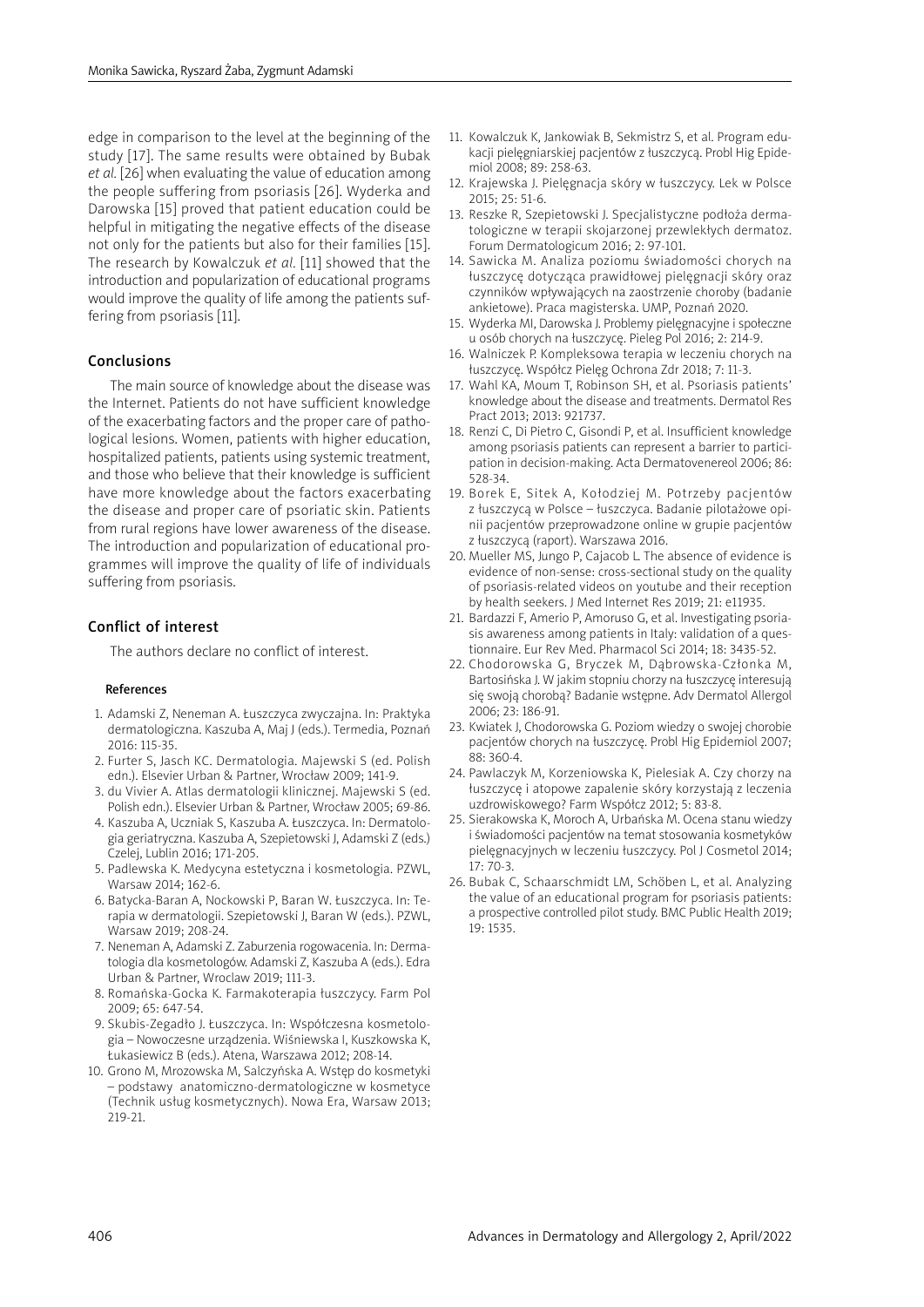edge in comparison to the level at the beginning of the study [17]. The same results were obtained by Bubak *et al.* [26] when evaluating the value of education among the people suffering from psoriasis [26]. Wyderka and Darowska [15] proved that patient education could be helpful in mitigating the negative effects of the disease not only for the patients but also for their families [15]. The research by Kowalczuk *et al.* [11] showed that the introduction and popularization of educational programs would improve the quality of life among the patients suffering from psoriasis [11].

## Conclusions

The main source of knowledge about the disease was the Internet. Patients do not have sufficient knowledge of the exacerbating factors and the proper care of pathological lesions. Women, patients with higher education, hospitalized patients, patients using systemic treatment, and those who believe that their knowledge is sufficient have more knowledge about the factors exacerbating the disease and proper care of psoriatic skin. Patients from rural regions have lower awareness of the disease. The introduction and popularization of educational programmes will improve the quality of life of individuals suffering from psoriasis.

## Conflict of interest

The authors declare no conflict of interest.

### References

1. Adamski Z, Neneman A. Łuszczyca zwyczajna. In: Praktyka dermatologiczna. Kaszuba A, Maj J (eds.). Termedia, Poznań 2016: 115-35.
2. Furter S, Jasch KC. Dermatologia. Majewski S (ed. Polish edn.). Elsevier Urban & Partner, Wrocław 2009; 141-9.
3. du Vivier A. Atlas dermatologii klinicznej. Majewski S (ed. Polish edn.). Elsevier Urban & Partner, Wrocław 2005; 69-86.
4. Kaszuba A, Uczniak S, Kaszuba A. Łuszczyca. In: Dermatologia geriatryczna. Kaszuba A, Szepietowski J, Adamski Z (eds.) Czelej, Lublin 2016; 171-205.
5. Padlewska K. Medycyna estetyczna i kosmetologia. PZWL, Warsaw 2014; 162-6.
6. Batycka-Baran A, Nockowski P, Baran W. Łuszczyca. In: Terapia w dermatologii. Szepietowski J, Baran W (eds.). PZWL, Warsaw 2019; 208-24.
7. Neneman A, Adamski Z. Zaburzenia rogowacenia. In: Dermatologia dla kosmetologów. Adamski Z, Kaszuba A (eds.). Edra Urban & Partner, Wroclaw 2019; 111-3.
8. Romańska-Gocka K. Farmakoterapia łuszczycy. Farm Pol 2009; 65: 647-54.
9. Skubis-Zegadło J. Łuszczyca. In: Współczesna kosmetologia – Nowoczesne urządzenia. Wiśniewska I, Kuszkowska K, Łukasiewicz B (eds.). Atena, Warszawa 2012; 208-14.
10. Grono M, Mrozowska M, Salczyńska A. Wstęp do kosmetyki – podstawy anatomiczno-dermatologiczne w kosmetyce (Technik usług kosmetycznych). Nowa Era, Warsaw 2013; 219-21.
11. Kowalczuk K, Jankowiak B, Sekmistrz S, et al. Program edukacji pielęgniarskiej pacjentów z łuszczycą. Probl Hig Epidemiol 2008; 89: 258-63.
12. Krajewska J. Pielęgnacja skóry w łuszczycy. Lek w Polsce 2015; 25: 51-6.
13. Reszke R, Szepietowski J. Specjalistyczne podłoża dermatologiczne w terapii skojarzonej przewlekłych dermatoz. Forum Dermatologicum 2016; 2: 97-101.
14. Sawicka M. Analiza poziomu świadomości chorych na łuszczycę dotycząca prawidłowej pielęgnacji skóry oraz czynników wpływających na zaostrzenie choroby (badanie ankietowe). Praca magisterska. UMP, Poznań 2020.
15. Wyderka MI, Darowska J. Problemy pielęgnacyjne i społeczne u osób chorych na łuszczycę. Pieleg Pol 2016; 2: 214-9.
16. Walniczek P. Kompleksowa terapia w leczeniu chorych na łuszczycę. Współcz Pielęg Ochrona Zdr 2018; 7: 11-3.
17. Wahl KA, Moum T, Robinson SH, et al. Psoriasis patients' knowledge about the disease and treatments. Dermatol Res Pract 2013; 2013: 921737.
18. Renzi C, Di Pietro C, Gisondi P, et al. Insufficient knowledge among psoriasis patients can represent a barrier to participation in decision-making. Acta Dermatovenereol 2006; 86: 528-34.
19. Borek E, Sitek A, Kołodziej M. Potrzeby pacjentów z łuszczycą w Polsce – łuszczyca. Badanie pilotażowe opinii pacjentów przeprowadzone online w grupie pacjentów z łuszczycą (raport). Warszawa 2016.
20. Mueller MS, Jungo P, Cajacob L. The absence of evidence is evidence of non-sense: cross-sectional study on the quality of psoriasis-related videos on youtube and their reception by health seekers. J Med Internet Res 2019; 21: e11935.
21. Bardazzi F, Amerio P, Amoruso G, et al. Investigating psoriasis awareness among patients in Italy: validation of a questionnaire. Eur Rev Med. Pharmacol Sci 2014; 18: 3435-52.
22. Chodorowska G, Bryczek M, Dąbrowska-Członka M, Bartosińska J. W jakim stopniu chorzy na łuszczycę interesują się swoją chorobą? Badanie wstępne. Adv Dermatol Allergol 2006; 23: 186-91.
23. Kwiatek J, Chodorowska G. Poziom wiedzy o swojej chorobie pacjentów chorych na łuszczycę. Probl Hig Epidemiol 2007; 88: 360-4.
24. Pawlaczyk M, Korzeniowska K, Pielesiak A. Czy chorzy na łuszczycę i atopowe zapalenie skóry korzystają z leczenia uzdrowiskowego? Farm Współcz 2012; 5: 83-8.
25. Sierakowska K, Moroch A, Urbańska M. Ocena stanu wiedzy i świadomości pacjentów na temat stosowania kosmetyków pielęgnacyjnych w leczeniu łuszczycy. Pol J Cosmetol 2014; 17: 70-3.
26. Bubak C, Schaarschmidt LM, Schöben L, et al. Analyzing the value of an educational program for psoriasis patients: a prospective controlled pilot study. BMC Public Health 2019; 19: 1535.